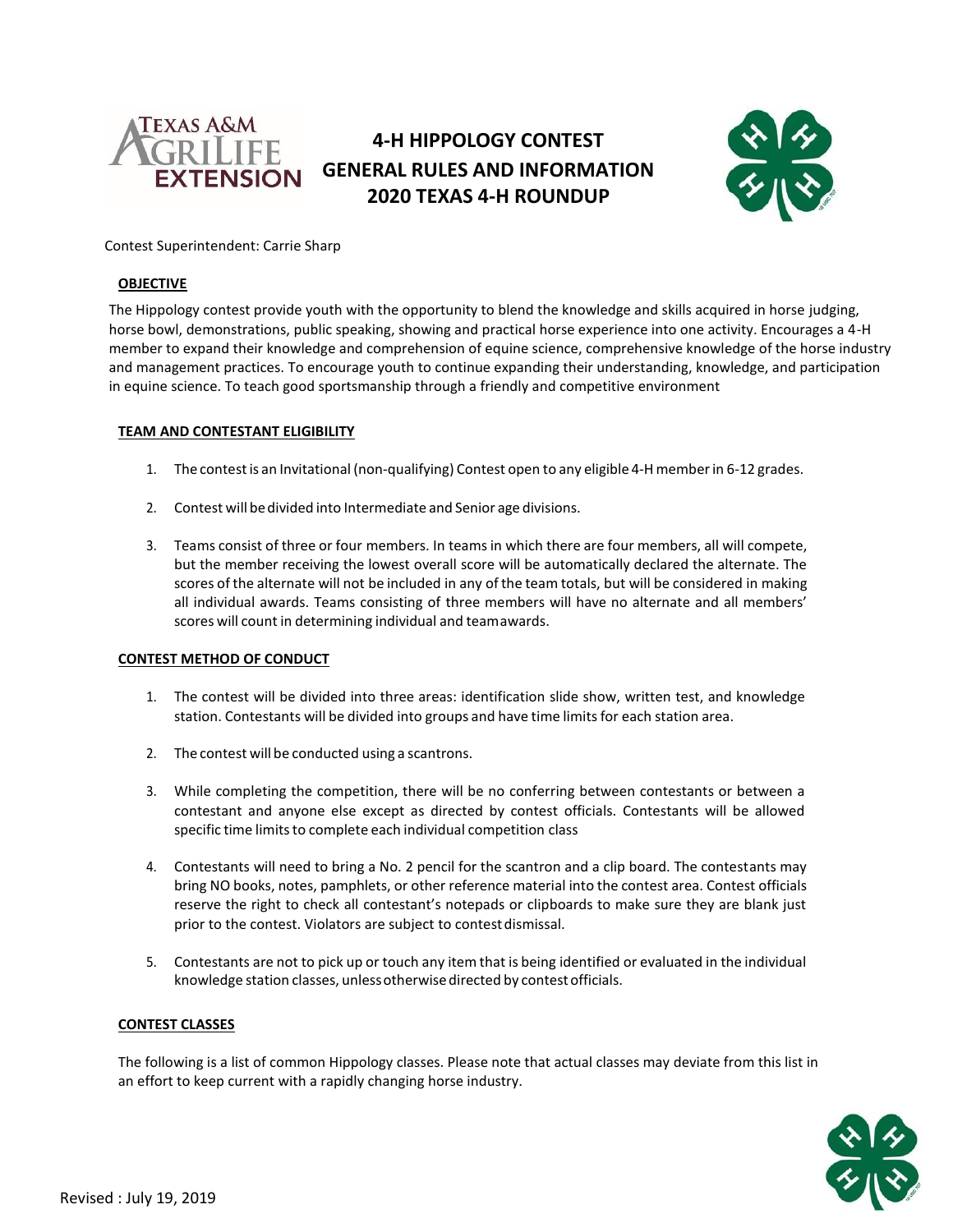# 4-H HIPPOLOGY CONTEST
# GENERAL RULES AND INFORMATION
# 2020 TEXAS 4-H ROUNDUP

Contest Superintendent: Carrie Sharp

## OBJECTIVE

The Hippology contest provide youth with the opportunity to blend the knowledge and skills acquired in horse judging, horse bowl, demonstrations, public speaking, showing and practical horse experience into one activity. Encourages a 4-H member to expand their knowledge and comprehension of equine science, comprehensive knowledge of the horse industry and management practices. To encourage youth to continue expanding their understanding, knowledge, and participation in equine science. To teach good sportsmanship through a friendly and competitive environment

## TEAM AND CONTESTANT ELIGIBILITY

1. The contest is an Invitational (non-qualifying) Contest open to any eligible 4-H member in 6-12 grades.
2. Contest will be divided into Intermediate and Senior age divisions.
3. Teams consist of three or four members. In teams in which there are four members, all will compete, but the member receiving the lowest overall score will be automatically declared the alternate. The scores of the alternate will not be included in any of the team totals, but will be considered in making all individual awards. Teams consisting of three members will have no alternate and all members' scores will count in determining individual and team awards.

## CONTEST METHOD OF CONDUCT

1. The contest will be divided into three areas: identification slide show, written test, and knowledge station. Contestants will be divided into groups and have time limits for each station area.
2. The contest will be conducted using a scantrons.
3. While completing the competition, there will be no conferring between contestants or between a contestant and anyone else except as directed by contest officials. Contestants will be allowed specific time limits to complete each individual competition class
4. Contestants will need to bring a No. 2 pencil for the scantron and a clip board. The contestants may bring NO books, notes, pamphlets, or other reference material into the contest area. Contest officials reserve the right to check all contestant's notepads or clipboards to make sure they are blank just prior to the contest. Violators are subject to contest dismissal.
5. Contestants are not to pick up or touch any item that is being identified or evaluated in the individual knowledge station classes, unless otherwise directed by contest officials.

## CONTEST CLASSES

The following is a list of common Hippology classes. Please note that actual classes may deviate from this list in an effort to keep current with a rapidly changing horse industry.

Revised : July 19, 2019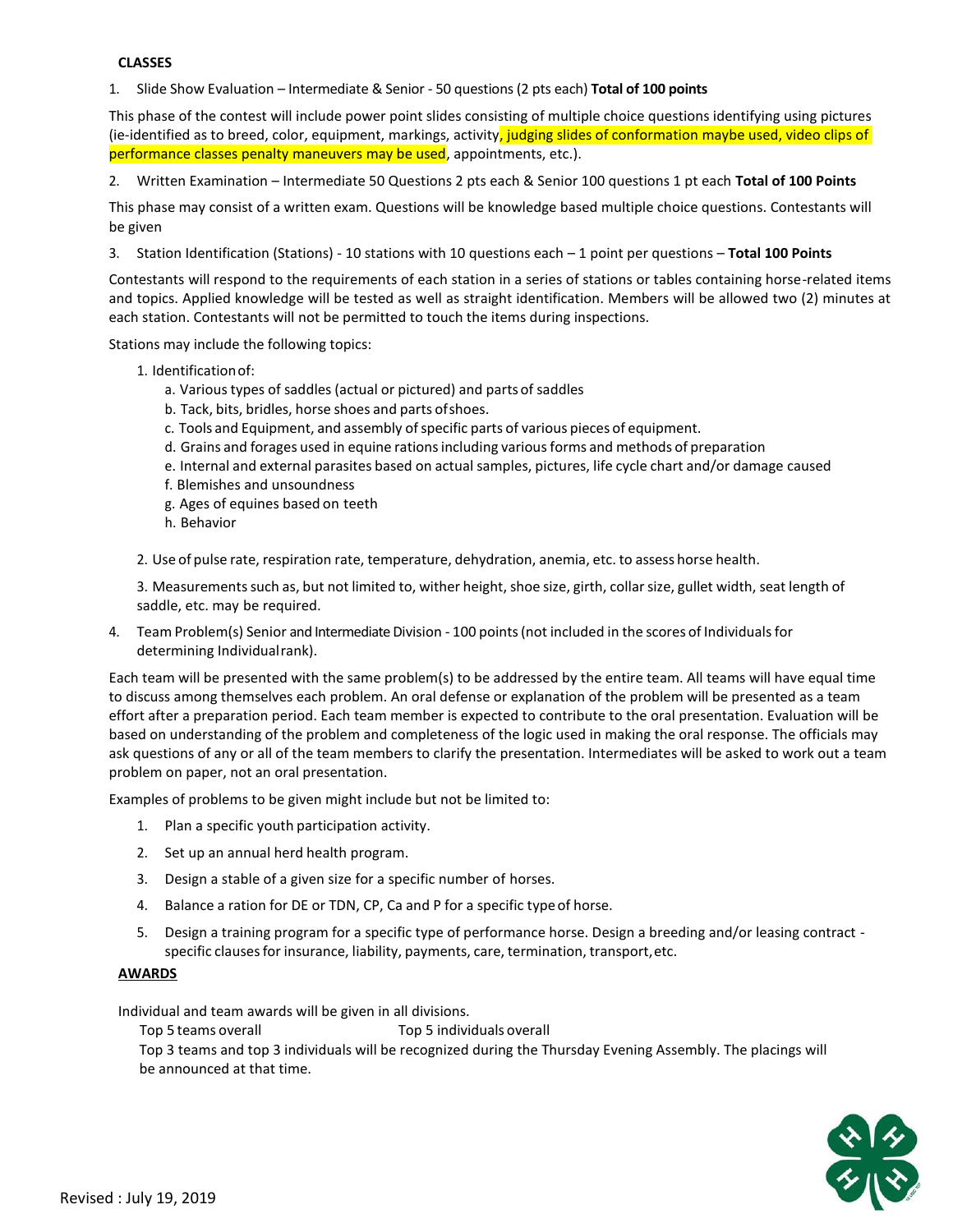**CLASSES**

1. Slide Show Evaluation – Intermediate & Senior - 50 questions (2 pts each) **Total of 100 points**

This phase of the contest will include power point slides consisting of multiple choice questions identifying using pictures (ie-identified as to breed, color, equipment, markings, activity, judging slides of conformation maybe used, video clips of performance classes penalty maneuvers may be used, appointments, etc.).

2. Written Examination – Intermediate 50 Questions 2 pts each & Senior 100 questions 1 pt each **Total of 100 Points**

This phase may consist of a written exam. Questions will be knowledge based multiple choice questions. Contestants will be given

3. Station Identification (Stations) - 10 stations with 10 questions each – 1 point per questions – **Total 100 Points**

Contestants will respond to the requirements of each station in a series of stations or tables containing horse-related items and topics. Applied knowledge will be tested as well as straight identification. Members will be allowed two (2) minutes at each station. Contestants will not be permitted to touch the items during inspections.

Stations may include the following topics:

1. Identification of:
   a. Various types of saddles (actual or pictured) and parts of saddles
   b. Tack, bits, bridles, horse shoes and parts of shoes.
   c. Tools and Equipment, and assembly of specific parts of various pieces of equipment.
   d. Grains and forages used in equine rations including various forms and methods of preparation
   e. Internal and external parasites based on actual samples, pictures, life cycle chart and/or damage caused
   f. Blemishes and unsoundness
   g. Ages of equines based on teeth
   h. Behavior

2. Use of pulse rate, respiration rate, temperature, dehydration, anemia, etc. to assess horse health.

3. Measurements such as, but not limited to, wither height, shoe size, girth, collar size, gullet width, seat length of saddle, etc. may be required.

4. Team Problem(s) Senior and Intermediate Division - 100 points (not included in the scores of Individuals for determining Individual rank).

Each team will be presented with the same problem(s) to be addressed by the entire team. All teams will have equal time to discuss among themselves each problem. An oral defense or explanation of the problem will be presented as a team effort after a preparation period. Each team member is expected to contribute to the oral presentation. Evaluation will be based on understanding of the problem and completeness of the logic used in making the oral response. The officials may ask questions of any or all of the team members to clarify the presentation. Intermediates will be asked to work out a team problem on paper, not an oral presentation.

Examples of problems to be given might include but not be limited to:

1. Plan a specific youth participation activity.
2. Set up an annual herd health program.
3. Design a stable of a given size for a specific number of horses.
4. Balance a ration for DE or TDN, CP, Ca and P for a specific type of horse.
5. Design a training program for a specific type of performance horse. Design a breeding and/or leasing contract - specific clauses for insurance, liability, payments, care, termination, transport, etc.

**AWARDS**

Individual and team awards will be given in all divisions.

Top 5 teams overall — Top 5 individuals overall

Top 3 teams and top 3 individuals will be recognized during the Thursday Evening Assembly. The placings will be announced at that time.

Revised : July 19, 2019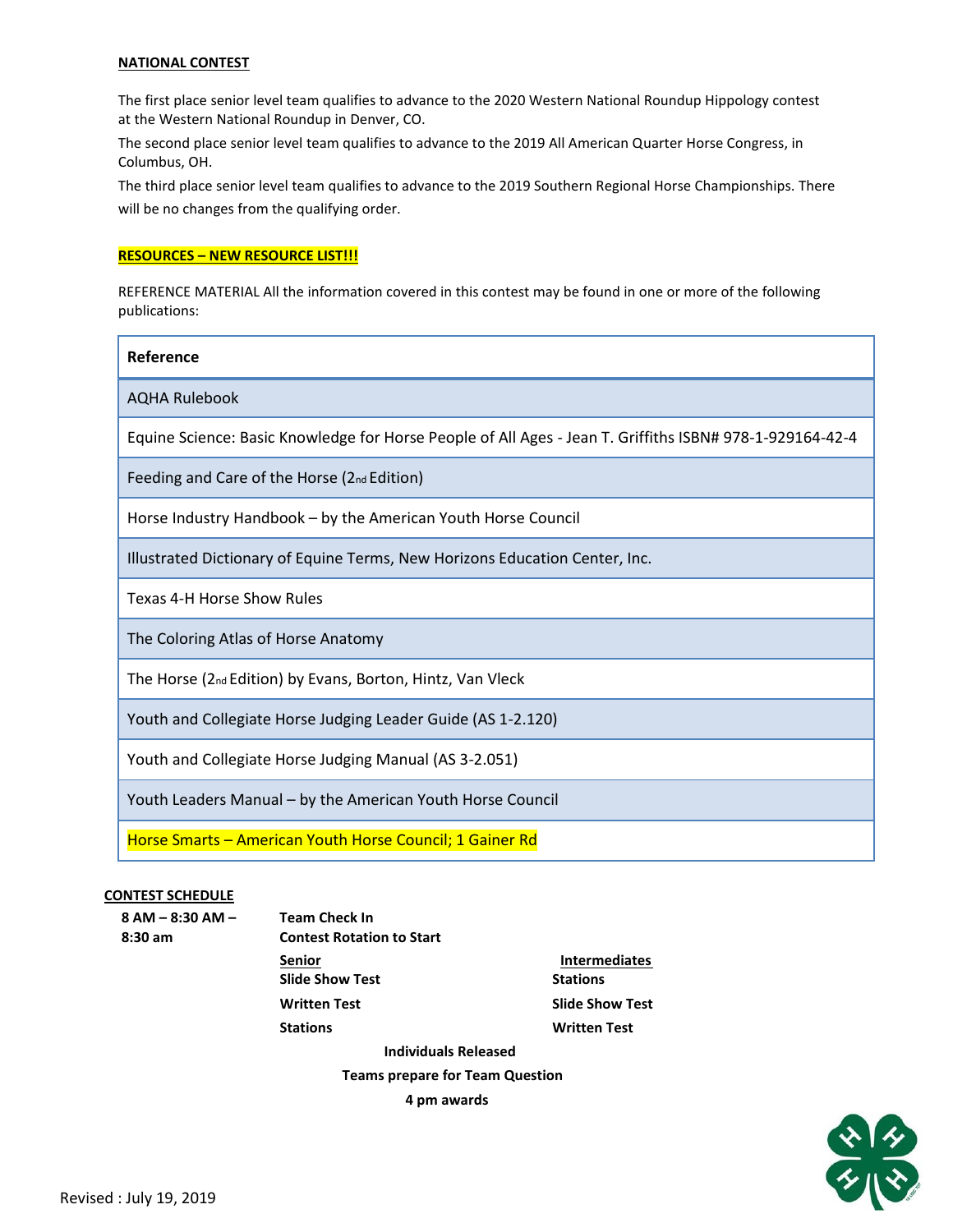**NATIONAL CONTEST**

The first place senior level team qualifies to advance to the 2020 Western National Roundup Hippology contest at the Western National Roundup in Denver, CO.

The second place senior level team qualifies to advance to the 2019 All American Quarter Horse Congress, in Columbus, OH.

The third place senior level team qualifies to advance to the 2019 Southern Regional Horse Championships. There will be no changes from the qualifying order.

**RESOURCES – NEW RESOURCE LIST!!!**

REFERENCE MATERIAL All the information covered in this contest may be found in one or more of the following publications:

| Reference |
|---|
| AQHA Rulebook |
| Equine Science: Basic Knowledge for Horse People of All Ages - Jean T. Griffiths ISBN# 978-1-929164-42-4 |
| Feeding and Care of the Horse (2nd Edition) |
| Horse Industry Handbook – by the American Youth Horse Council |
| Illustrated Dictionary of Equine Terms, New Horizons Education Center, Inc. |
| Texas 4-H Horse Show Rules |
| The Coloring Atlas of Horse Anatomy |
| The Horse (2nd Edition) by Evans, Borton, Hintz, Van Vleck |
| Youth and Collegiate Horse Judging Leader Guide (AS 1-2.120) |
| Youth and Collegiate Horse Judging Manual (AS 3-2.051) |
| Youth Leaders Manual – by the American Youth Horse Council |
| Horse Smarts – American Youth Horse Council; 1 Gainer Rd |

**CONTEST SCHEDULE**

**8 AM – 8:30 AM –** **Team Check In**

**8:30 am** **Contest Rotation to Start**

| **Senior** | **Intermediates** |
|---|---|
| **Slide Show Test** | **Stations** |
| **Written Test** | **Slide Show Test** |
| **Stations** | **Written Test** |

**Individuals Released**

**Teams prepare for Team Question**

**4 pm awards**

Revised : July 19, 2019